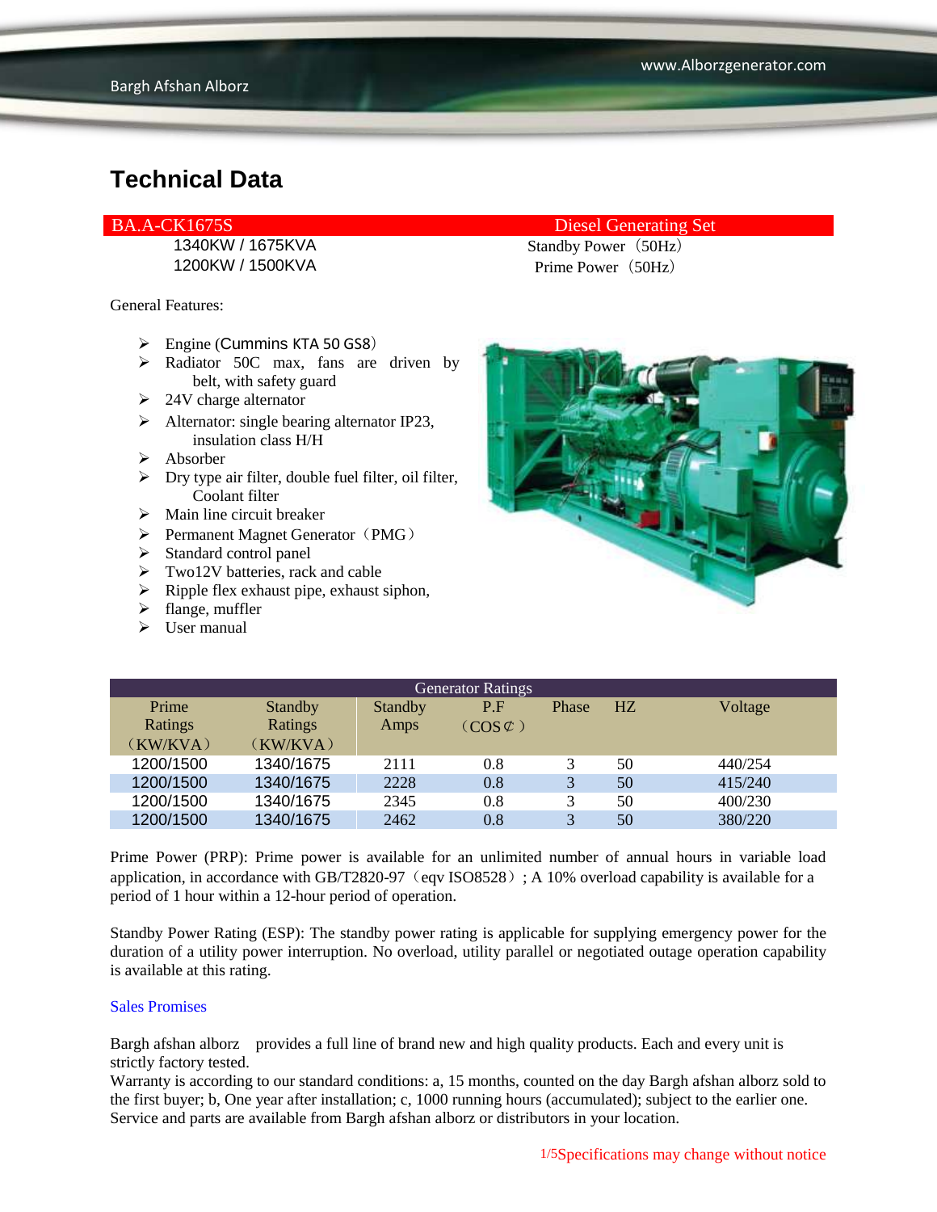## Technical Data

| BA.A-CK1675S | Diesel Generating Set |
|---|---|
| 1340KW / 1675KVA | Standby Power（50Hz） |
| 1200KW / 1500KVA | Prime Power（50Hz） |

General Features:

- Engine (Cummins KTA 50 GS8）
- Radiator 50C max, fans are driven by belt, with safety guard
- 24V charge alternator
- Alternator: single bearing alternator IP23, insulation class H/H
- Absorber
- Dry type air filter, double fuel filter, oil filter, Coolant filter
- Main line circuit breaker
- Permanent Magnet Generator（PMG）
- Standard control panel
- Two12V batteries, rack and cable
- Ripple flex exhaust pipe, exhaust siphon,
- flange, muffler
- User manual

| Generator Ratings | | | | | | |
|---|---|---|---|---|---|---|
| Prime Ratings（KW/KVA） | Standby Ratings（KW/KVA） | Standby Amps | P.F（COS¢） | Phase | HZ | Voltage |
| 1200/1500 | 1340/1675 | 2111 | 0.8 | 3 | 50 | 440/254 |
| 1200/1500 | 1340/1675 | 2228 | 0.8 | 3 | 50 | 415/240 |
| 1200/1500 | 1340/1675 | 2345 | 0.8 | 3 | 50 | 400/230 |
| 1200/1500 | 1340/1675 | 2462 | 0.8 | 3 | 50 | 380/220 |

Prime Power (PRP): Prime power is available for an unlimited number of annual hours in variable load application, in accordance with GB/T2820-97（eqv ISO8528）; A 10% overload capability is available for a period of 1 hour within a 12-hour period of operation.

Standby Power Rating (ESP): The standby power rating is applicable for supplying emergency power for the duration of a utility power interruption. No overload, utility parallel or negotiated outage operation capability is available at this rating.

Sales Promises

Bargh afshan alborz provides a full line of brand new and high quality products. Each and every unit is strictly factory tested.
Warranty is according to our standard conditions: a, 15 months, counted on the day Bargh afshan alborz sold to the first buyer; b, One year after installation; c, 1000 running hours (accumulated); subject to the earlier one. Service and parts are available from Bargh afshan alborz or distributors in your location.

Specifications may change without notice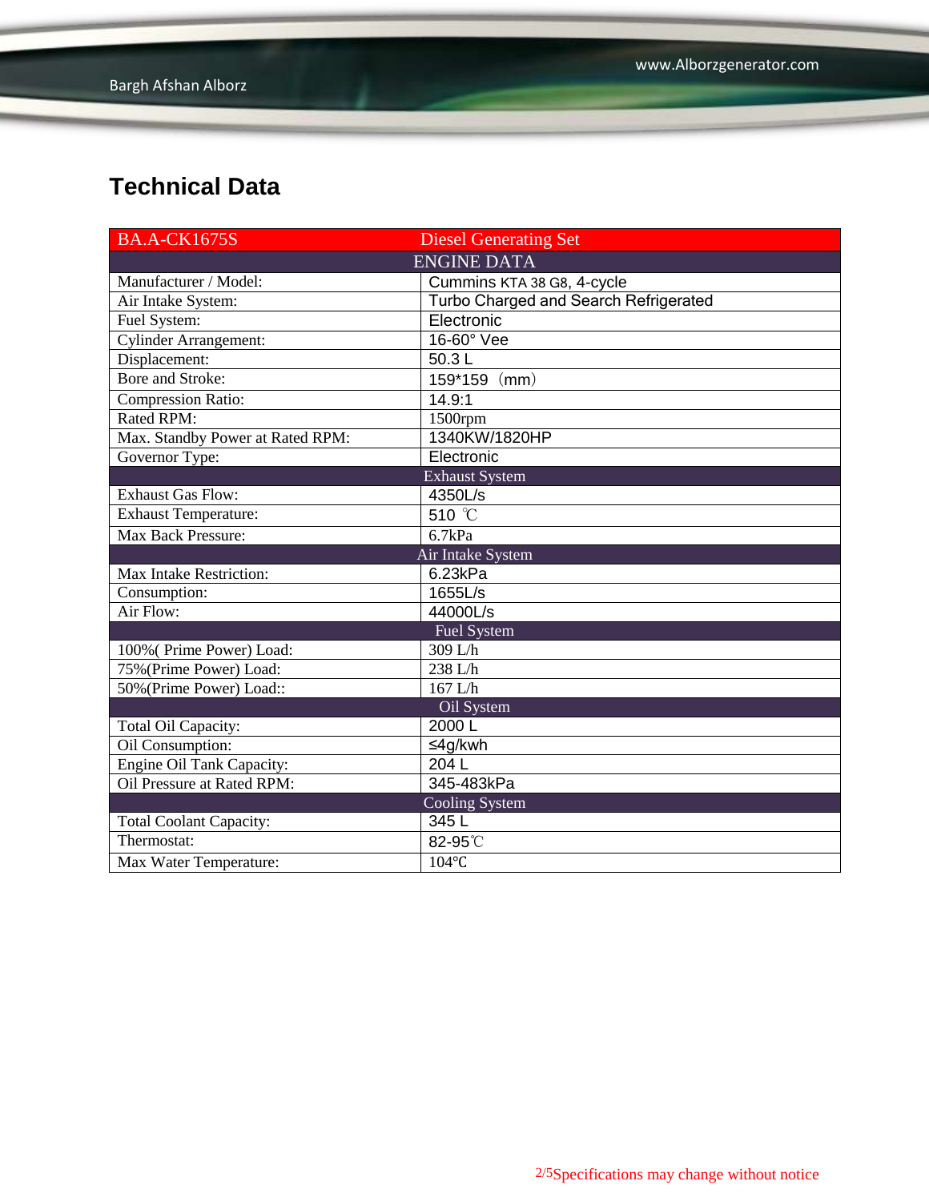## Technical Data

| BA.A-CK1675S | Diesel Generating Set |
|---|---|
| ENGINE DATA | |
| Manufacturer / Model: | Cummins KTA 38 G8, 4-cycle |
| Air Intake System: | Turbo Charged and Search Refrigerated |
| Fuel System: | Electronic |
| Cylinder Arrangement: | 16-60° Vee |
| Displacement: | 50.3 L |
| Bore and Stroke: | 159*159（mm） |
| Compression Ratio: | 14.9:1 |
| Rated RPM: | 1500rpm |
| Max. Standby Power at Rated RPM: | 1340KW/1820HP |
| Governor Type: | Electronic |
| Exhaust System | |
| Exhaust Gas Flow: | 4350L/s |
| Exhaust Temperature: | 510 ℃ |
| Max Back Pressure: | 6.7kPa |
| Air Intake System | |
| Max Intake Restriction: | 6.23kPa |
| Consumption: | 1655L/s |
| Air Flow: | 44000L/s |
| Fuel System | |
| 100%( Prime Power) Load: | 309 L/h |
| 75%(Prime Power) Load: | 238 L/h |
| 50%(Prime Power) Load:: | 167 L/h |
| Oil System | |
| Total Oil Capacity: | 2000 L |
| Oil Consumption: | ≤4g/kwh |
| Engine Oil Tank Capacity: | 204 L |
| Oil Pressure at Rated RPM: | 345-483kPa |
| Cooling System | |
| Total Coolant Capacity: | 345 L |
| Thermostat: | 82-95℃ |
| Max Water Temperature: | 104℃ |

Specifications may change without notice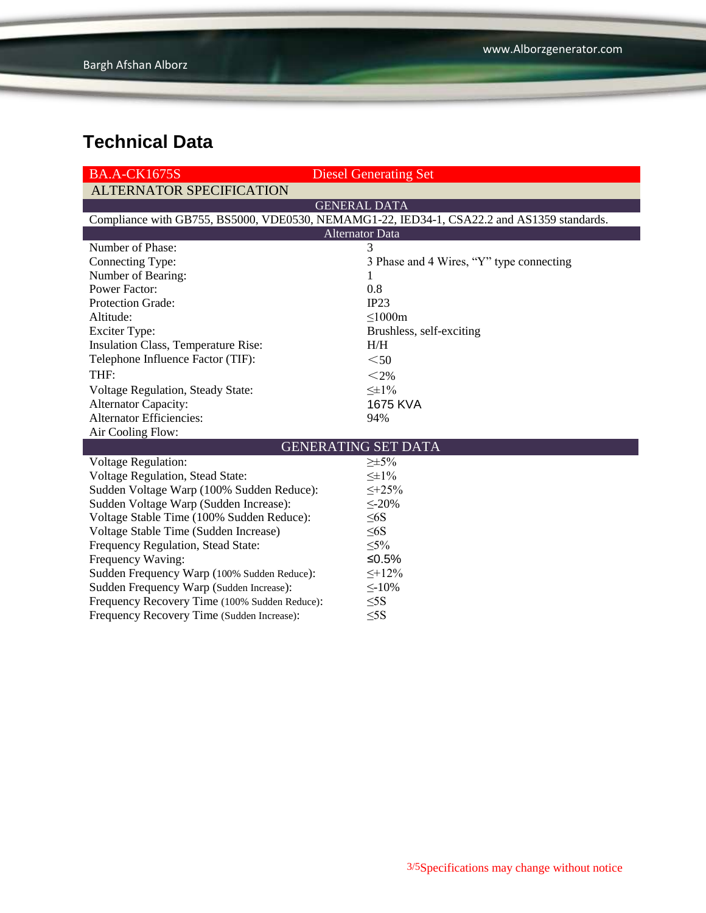## Technical Data

| BA.A-CK1675S | Diesel Generating Set |
|---|---|
| **ALTERNATOR SPECIFICATION** | |
| **GENERAL DATA** | |
| Compliance with GB755, BS5000, VDE0530, NEMAMG1-22, IED34-1, CSA22.2 and AS1359 standards. | |
| **Alternator Data** | |
| Number of Phase: | 3 |
| Connecting Type: | 3 Phase and 4 Wires, “Y” type connecting |
| Number of Bearing: | 1 |
| Power Factor: | 0.8 |
| Protection Grade: | IP23 |
| Altitude: | ≤1000m |
| Exciter Type: | Brushless, self-exciting |
| Insulation Class, Temperature Rise: | H/H |
| Telephone Influence Factor (TIF): | <50 |
| THF: | <2% |
| Voltage Regulation, Steady State: | ≤±1% |
| Alternator Capacity: | 1675 KVA |
| Alternator Efficiencies: | 94% |
| Air Cooling Flow: | |
| **GENERATING SET DATA** | |
| Voltage Regulation: | ≥±5% |
| Voltage Regulation, Stead State: | ≤±1% |
| Sudden Voltage Warp (100% Sudden Reduce): | ≤+25% |
| Sudden Voltage Warp (Sudden Increase): | ≤-20% |
| Voltage Stable Time (100% Sudden Reduce): | ≤6S |
| Voltage Stable Time (Sudden Increase) | ≤6S |
| Frequency Regulation, Stead State: | ≤5% |
| Frequency Waving: | ≤0.5% |
| Sudden Frequency Warp (100% Sudden Reduce): | ≤+12% |
| Sudden Frequency Warp (Sudden Increase): | ≤-10% |
| Frequency Recovery Time (100% Sudden Reduce): | ≤5S |
| Frequency Recovery Time (Sudden Increase): | ≤5S |

Specifications may change without notice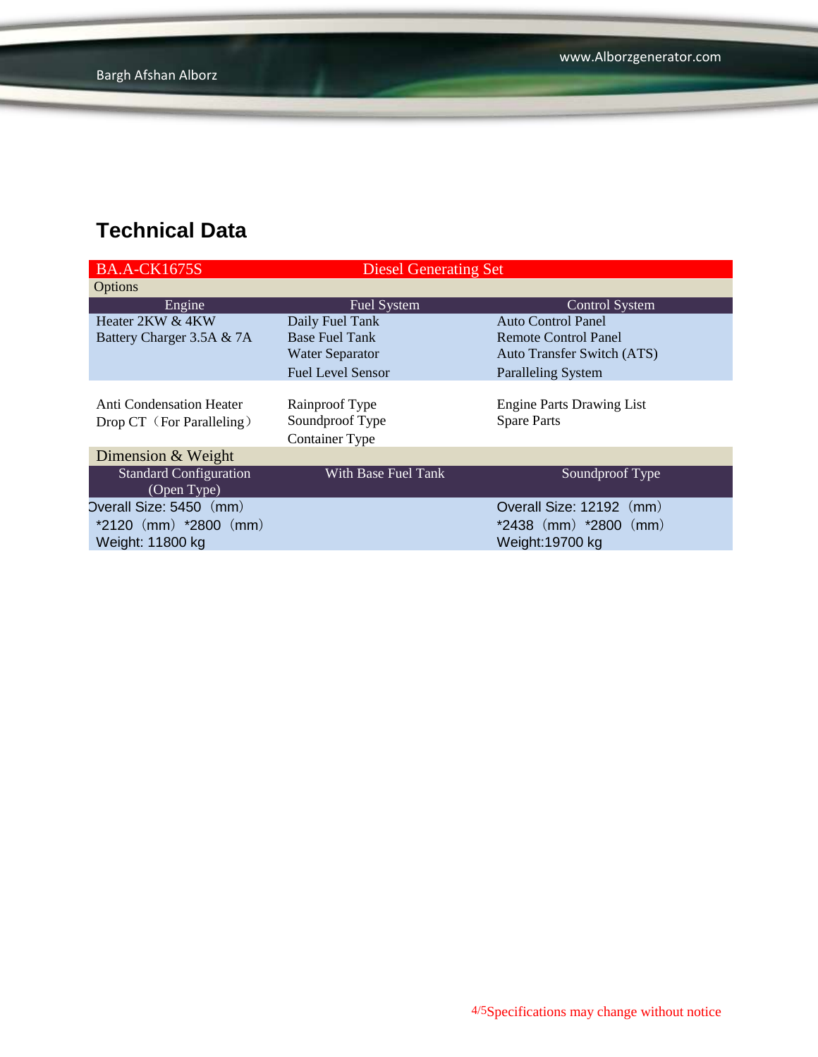## Technical Data

| BA.A-CK1675S | Diesel Generating Set | |
|---|---|---|
| Options | | |
| Engine | Fuel System | Control System |
| Heater 2KW & 4KW<br>Battery Charger 3.5A & 7A | Daily Fuel Tank<br>Base Fuel Tank<br>Water Separator<br>Fuel Level Sensor | Auto Control Panel<br>Remote Control Panel<br>Auto Transfer Switch (ATS)<br>Paralleling System |
| Anti Condensation Heater<br>Drop CT（For Paralleling） | Rainproof Type<br>Soundproof Type<br>Container Type | Engine Parts Drawing List<br>Spare Parts |
| Dimension & Weight | | |
| Standard Configuration (Open Type) | With Base Fuel Tank | Soundproof Type |
| Overall Size: 5450（mm）*2120（mm）*2800（mm）<br>Weight: 11800 kg | | Overall Size: 12192（mm）*2438（mm）*2800（mm）<br>Weight:19700 kg |

Specifications may change without notice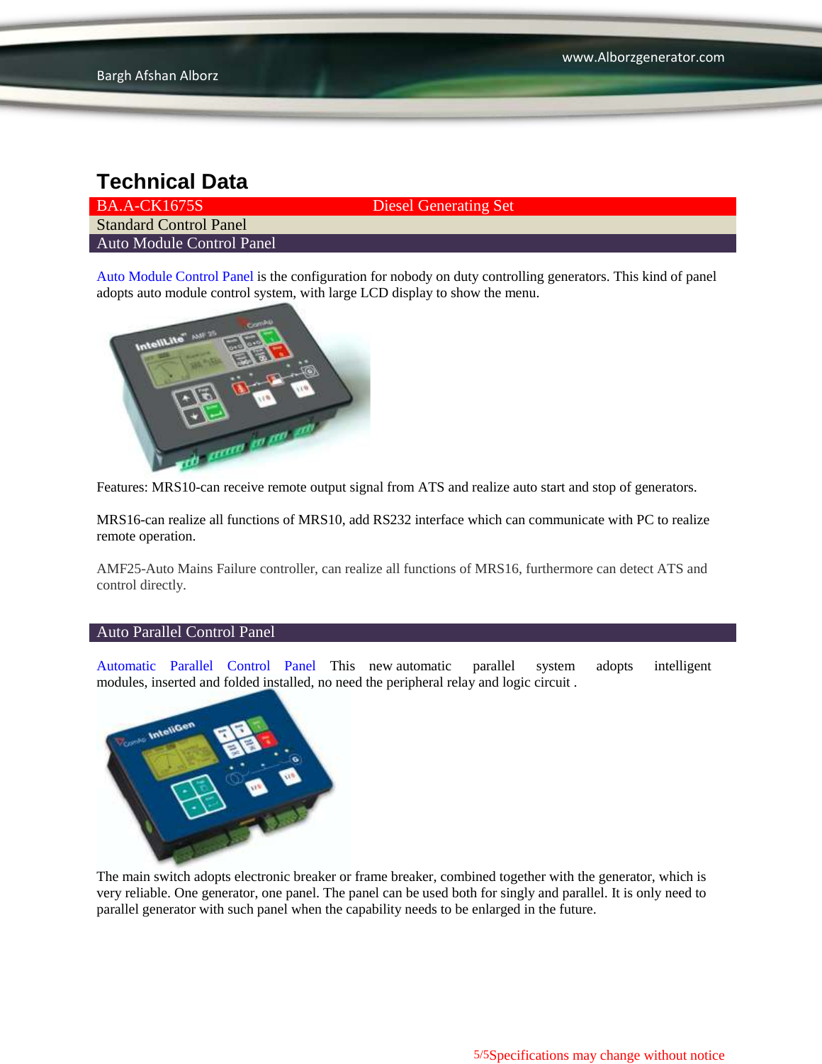## Technical Data

| | |
|---|---|
| BA.A-CK1675S | Diesel Generating Set |
| Standard Control Panel | |
| Auto Module Control Panel | |

Auto Module Control Panel is the configuration for nobody on duty controlling generators. This kind of panel adopts auto module control system, with large LCD display to show the menu.

Features: MRS10-can receive remote output signal from ATS and realize auto start and stop of generators.

MRS16-can realize all functions of MRS10, add RS232 interface which can communicate with PC to realize remote operation.

AMF25-Auto Mains Failure controller, can realize all functions of MRS16, furthermore can detect ATS and control directly.

### Auto Parallel Control Panel

Automatic Parallel Control Panel This new automatic parallel system adopts intelligent modules, inserted and folded installed, no need the peripheral relay and logic circuit .

The main switch adopts electronic breaker or frame breaker, combined together with the generator, which is very reliable. One generator, one panel. The panel can be used both for singly and parallel. It is only need to parallel generator with such panel when the capability needs to be enlarged in the future.

Specifications may change without notice